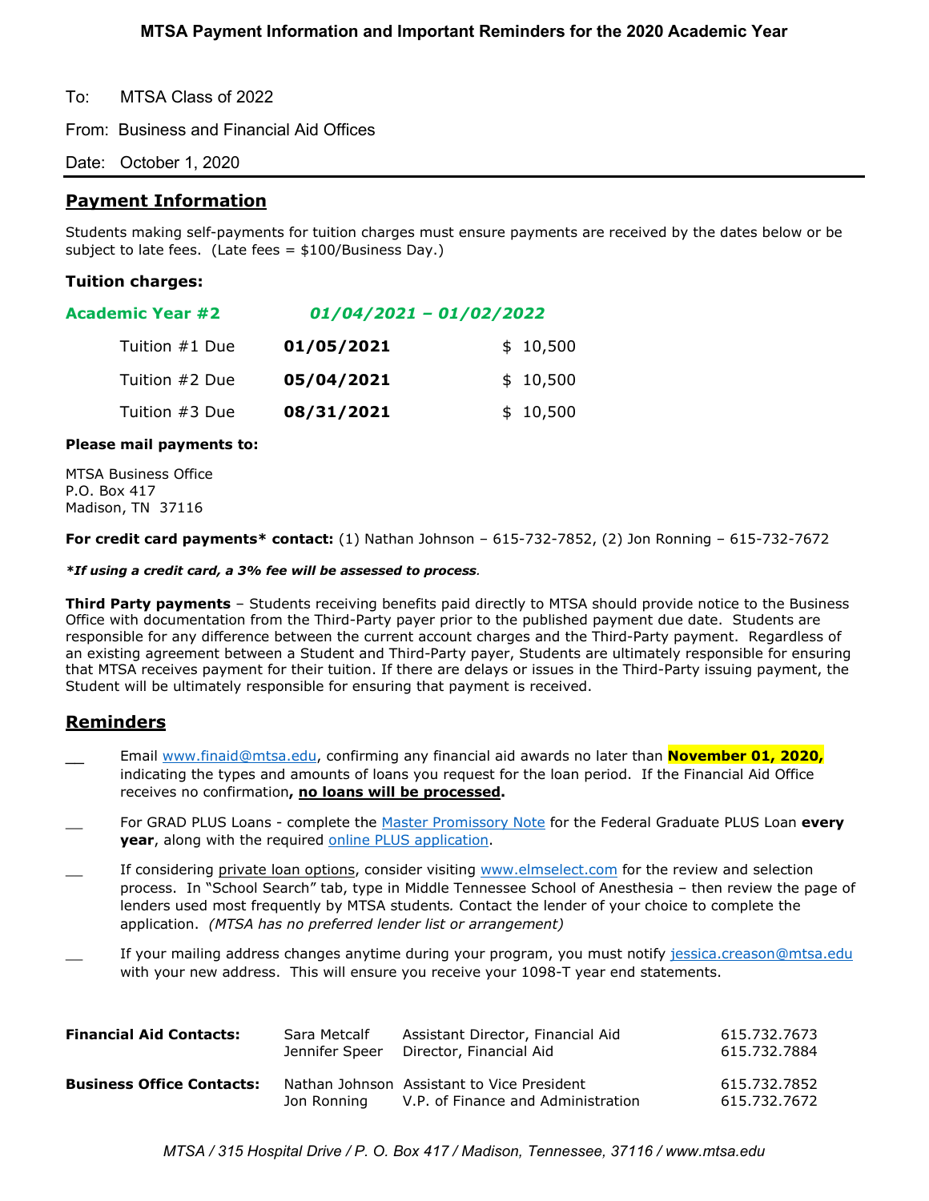# MTSA Payment Information and Important Reminders for the 2020 Academic Year

To: MTSA Class of 2022

From: Business and Financial Aid Offices

Date: October 1, 2020

## Payment Information

Students making self-payments for tuition charges must ensure payments are received by the dates below or be subject to late fees. (Late fees = $100/Business Day.)

### Tuition charges:

**Academic Year #2** ***01/04/2021 – 01/02/2022***

| | | |
|---|---|---|
| Tuition #1 Due | **01/05/2021** | $ 10,500 |
| Tuition #2 Due | **05/04/2021** | $ 10,500 |
| Tuition #3 Due | **08/31/2021** | $ 10,500 |

**Please mail payments to:**

MTSA Business Office
P.O. Box 417
Madison, TN 37116

**For credit card payments* contact:** (1) Nathan Johnson – 615-732-7852, (2) Jon Ronning – 615-732-7672

***If using a credit card, a 3% fee will be assessed to process.***

**Third Party payments** – Students receiving benefits paid directly to MTSA should provide notice to the Business Office with documentation from the Third-Party payer prior to the published payment due date. Students are responsible for any difference between the current account charges and the Third-Party payment. Regardless of an existing agreement between a Student and Third-Party payer, Students are ultimately responsible for ensuring that MTSA receives payment for their tuition. If there are delays or issues in the Third-Party issuing payment, the Student will be ultimately responsible for ensuring that payment is received.

## Reminders

__ Email www.finaid@mtsa.edu, confirming any financial aid awards no later than **November 01, 2020,** indicating the types and amounts of loans you request for the loan period. If the Financial Aid Office receives no confirmation**, no loans will be processed.**

__ For GRAD PLUS Loans - complete the Master Promissory Note for the Federal Graduate PLUS Loan **every year**, along with the required online PLUS application.

__ If considering private loan options, consider visiting www.elmselect.com for the review and selection process. In "School Search" tab, type in Middle Tennessee School of Anesthesia – then review the page of lenders used most frequently by MTSA students. Contact the lender of your choice to complete the application. *(MTSA has no preferred lender list or arrangement)*

__ If your mailing address changes anytime during your program, you must notify jessica.creason@mtsa.edu with your new address. This will ensure you receive your 1098-T year end statements.

| | | | |
|---|---|---|---|
| **Financial Aid Contacts:** | Sara Metcalf | Assistant Director, Financial Aid | 615.732.7673 |
| | Jennifer Speer | Director, Financial Aid | 615.732.7884 |
| **Business Office Contacts:** | Nathan Johnson | Assistant to Vice President | 615.732.7852 |
| | Jon Ronning | V.P. of Finance and Administration | 615.732.7672 |

*MTSA / 315 Hospital Drive / P. O. Box 417 / Madison, Tennessee, 37116 / www.mtsa.edu*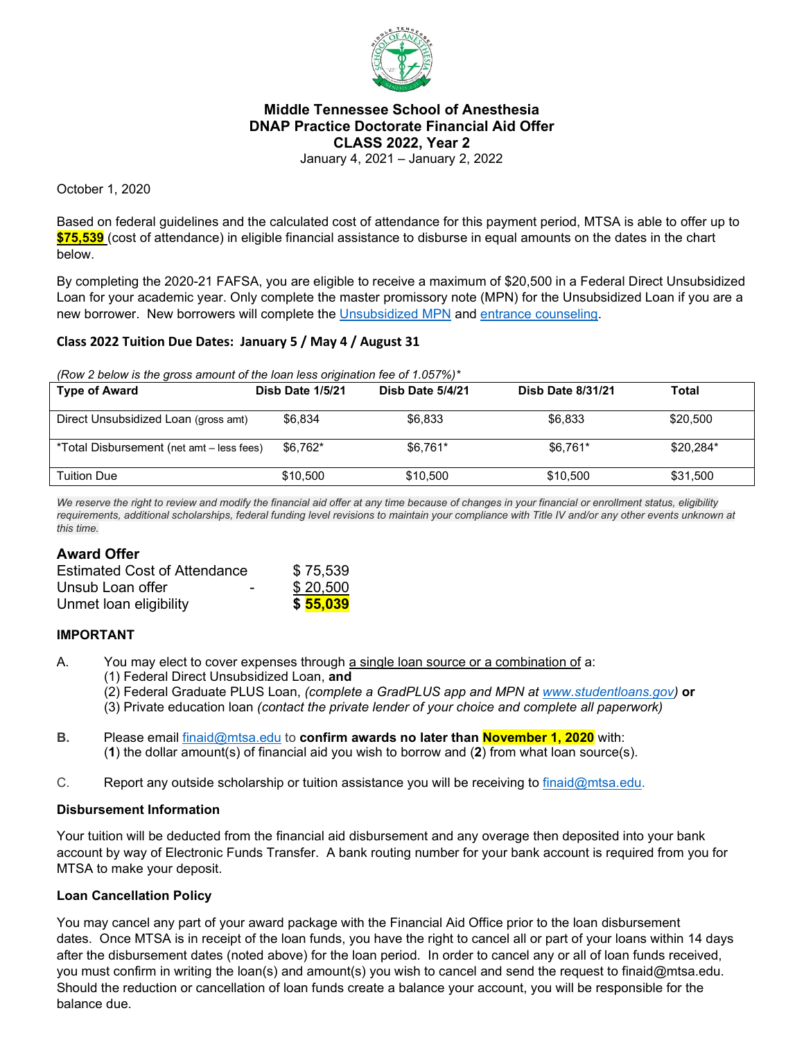**Middle Tennessee School of Anesthesia**
**DNAP Practice Doctorate Financial Aid Offer**
**CLASS 2022, Year 2**
January 4, 2021 – January 2, 2022

October 1, 2020

Based on federal guidelines and the calculated cost of attendance for this payment period, MTSA is able to offer up to **$75,539** (cost of attendance) in eligible financial assistance to disburse in equal amounts on the dates in the chart below.

By completing the 2020-21 FAFSA, you are eligible to receive a maximum of $20,500 in a Federal Direct Unsubsidized Loan for your academic year. Only complete the master promissory note (MPN) for the Unsubsidized Loan if you are a new borrower. New borrowers will complete the Unsubsidized MPN and entrance counseling.

**Class 2022 Tuition Due Dates: January 5 / May 4 / August 31**

*(Row 2 below is the gross amount of the loan less origination fee of 1.057%)**

| Type of Award | Disb Date 1/5/21 | Disb Date 5/4/21 | Disb Date 8/31/21 | Total |
|---|---|---|---|---|
| Direct Unsubsidized Loan (gross amt) | $6,834 | $6,833 | $6,833 | $20,500 |
| *Total Disbursement (net amt – less fees) | $6,762* | $6,761* | $6,761* | $20,284* |
| Tuition Due | $10,500 | $10,500 | $10,500 | $31,500 |

*We reserve the right to review and modify the financial aid offer at any time because of changes in your financial or enrollment status, eligibility requirements, additional scholarships, federal funding level revisions to maintain your compliance with Title IV and/or any other events unknown at this time.*

## Award Offer

| | |
|---|---|
| Estimated Cost of Attendance | $ 75,539 |
| Unsub Loan offer - | $ 20,500 |
| Unmet loan eligibility | **$ 55,039** |

### IMPORTANT

A. You may elect to cover expenses through a single loan source or a combination of a:
   (1) Federal Direct Unsubsidized Loan, **and**
   (2) Federal Graduate PLUS Loan, *(complete a GradPLUS app and MPN at www.studentloans.gov)* **or**
   (3) Private education loan *(contact the private lender of your choice and complete all paperwork)*

**B.** Please email finaid@mtsa.edu to **confirm awards no later than November 1, 2020** with:
   (**1**) the dollar amount(s) of financial aid you wish to borrow and (**2**) from what loan source(s).

C. Report any outside scholarship or tuition assistance you will be receiving to finaid@mtsa.edu.

### Disbursement Information

Your tuition will be deducted from the financial aid disbursement and any overage then deposited into your bank account by way of Electronic Funds Transfer. A bank routing number for your bank account is required from you for MTSA to make your deposit.

### Loan Cancellation Policy

You may cancel any part of your award package with the Financial Aid Office prior to the loan disbursement dates. Once MTSA is in receipt of the loan funds, you have the right to cancel all or part of your loans within 14 days after the disbursement dates (noted above) for the loan period. In order to cancel any or all of loan funds received, you must confirm in writing the loan(s) and amount(s) you wish to cancel and send the request to finaid@mtsa.edu. Should the reduction or cancellation of loan funds create a balance your account, you will be responsible for the balance due.